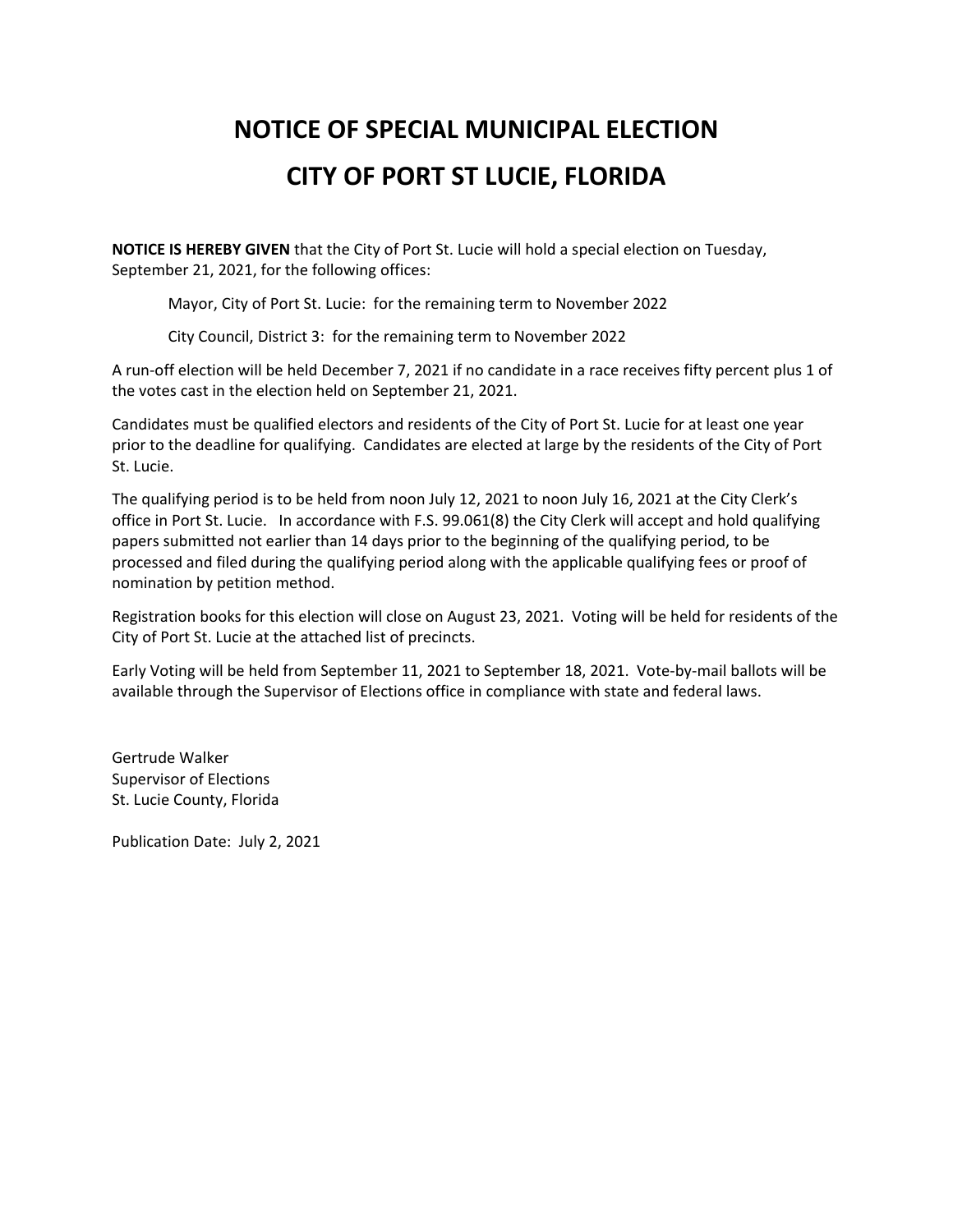# NOTICE OF SPECIAL MUNICIPAL ELECTION

# CITY OF PORT ST LUCIE, FLORIDA

**NOTICE IS HEREBY GIVEN** that the City of Port St. Lucie will hold a special election on Tuesday, September 21, 2021, for the following offices:

Mayor, City of Port St. Lucie: for the remaining term to November 2022

City Council, District 3: for the remaining term to November 2022

A run-off election will be held December 7, 2021 if no candidate in a race receives fifty percent plus 1 of the votes cast in the election held on September 21, 2021.

Candidates must be qualified electors and residents of the City of Port St. Lucie for at least one year prior to the deadline for qualifying. Candidates are elected at large by the residents of the City of Port St. Lucie.

The qualifying period is to be held from noon July 12, 2021 to noon July 16, 2021 at the City Clerk's office in Port St. Lucie. In accordance with F.S. 99.061(8) the City Clerk will accept and hold qualifying papers submitted not earlier than 14 days prior to the beginning of the qualifying period, to be processed and filed during the qualifying period along with the applicable qualifying fees or proof of nomination by petition method.

Registration books for this election will close on August 23, 2021. Voting will be held for residents of the City of Port St. Lucie at the attached list of precincts.

Early Voting will be held from September 11, 2021 to September 18, 2021. Vote-by-mail ballots will be available through the Supervisor of Elections office in compliance with state and federal laws.

Gertrude Walker
Supervisor of Elections
St. Lucie County, Florida

Publication Date: July 2, 2021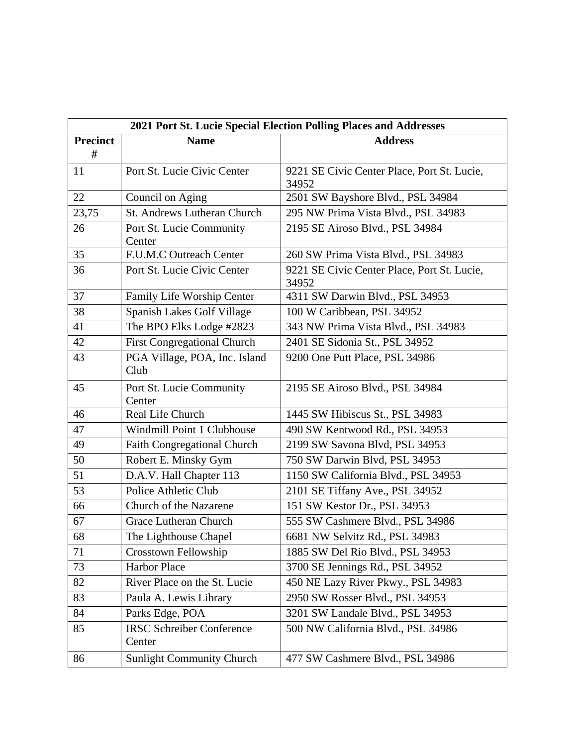| 2021 Port St. Lucie Special Election Polling Places and Addresses | | |
|---|---|---|
| **Precinct #** | **Name** | **Address** |
| 11 | Port St. Lucie Civic Center | 9221 SE Civic Center Place, Port St. Lucie, 34952 |
| 22 | Council on Aging | 2501 SW Bayshore Blvd., PSL 34984 |
| 23,75 | St. Andrews Lutheran Church | 295 NW Prima Vista Blvd., PSL 34983 |
| 26 | Port St. Lucie Community Center | 2195 SE Airoso Blvd., PSL 34984 |
| 35 | F.U.M.C Outreach Center | 260 SW Prima Vista Blvd., PSL 34983 |
| 36 | Port St. Lucie Civic Center | 9221 SE Civic Center Place, Port St. Lucie, 34952 |
| 37 | Family Life Worship Center | 4311 SW Darwin Blvd., PSL 34953 |
| 38 | Spanish Lakes Golf Village | 100 W Caribbean, PSL 34952 |
| 41 | The BPO Elks Lodge #2823 | 343 NW Prima Vista Blvd., PSL 34983 |
| 42 | First Congregational Church | 2401 SE Sidonia St., PSL 34952 |
| 43 | PGA Village, POA, Inc. Island Club | 9200 One Putt Place, PSL 34986 |
| 45 | Port St. Lucie Community Center | 2195 SE Airoso Blvd., PSL 34984 |
| 46 | Real Life Church | 1445 SW Hibiscus St., PSL 34983 |
| 47 | Windmill Point 1 Clubhouse | 490 SW Kentwood Rd., PSL 34953 |
| 49 | Faith Congregational Church | 2199 SW Savona Blvd, PSL 34953 |
| 50 | Robert E. Minsky Gym | 750 SW Darwin Blvd, PSL 34953 |
| 51 | D.A.V. Hall Chapter 113 | 1150 SW California Blvd., PSL 34953 |
| 53 | Police Athletic Club | 2101 SE Tiffany Ave., PSL 34952 |
| 66 | Church of the Nazarene | 151 SW Kestor Dr., PSL 34953 |
| 67 | Grace Lutheran Church | 555 SW Cashmere Blvd., PSL 34986 |
| 68 | The Lighthouse Chapel | 6681 NW Selvitz Rd., PSL 34983 |
| 71 | Crosstown Fellowship | 1885 SW Del Rio Blvd., PSL 34953 |
| 73 | Harbor Place | 3700 SE Jennings Rd., PSL 34952 |
| 82 | River Place on the St. Lucie | 450 NE Lazy River Pkwy., PSL 34983 |
| 83 | Paula A. Lewis Library | 2950 SW Rosser Blvd., PSL 34953 |
| 84 | Parks Edge, POA | 3201 SW Landale Blvd., PSL 34953 |
| 85 | IRSC Schreiber Conference Center | 500 NW California Blvd., PSL 34986 |
| 86 | Sunlight Community Church | 477 SW Cashmere Blvd., PSL 34986 |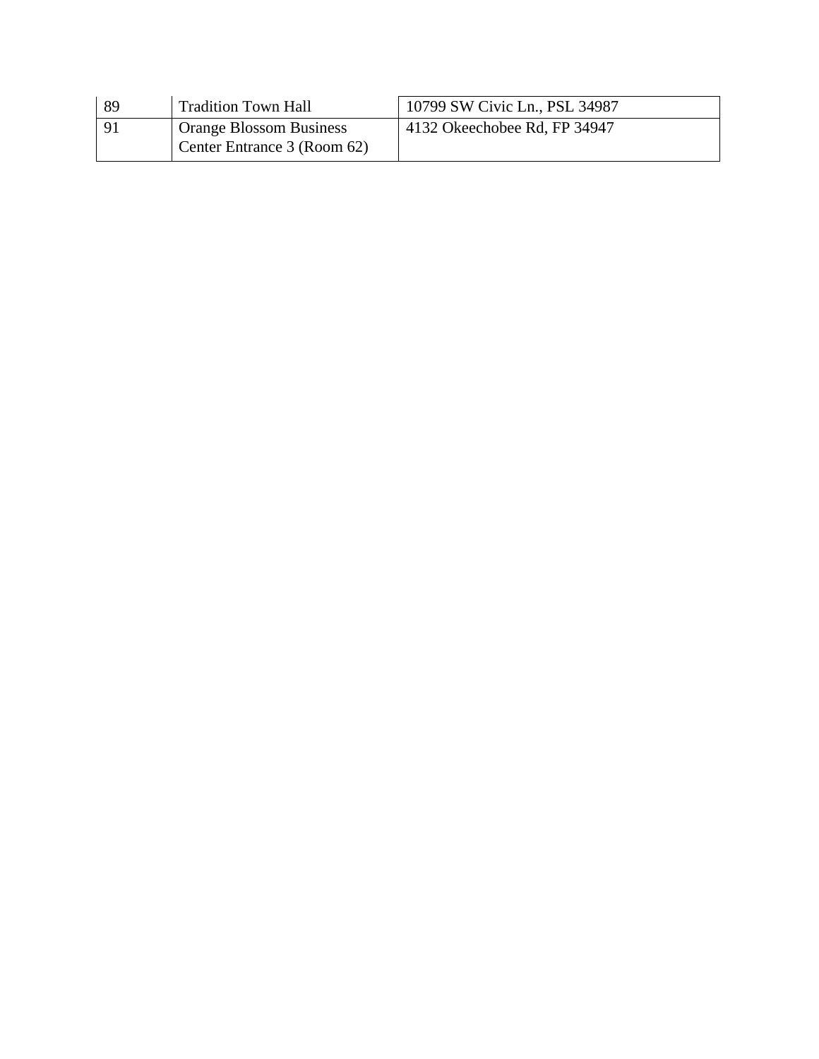| | | |
|---|---|---|
| 89 | Tradition Town Hall | 10799 SW Civic Ln., PSL 34987 |
| 91 | Orange Blossom Business Center Entrance 3 (Room 62) | 4132 Okeechobee Rd, FP 34947 |